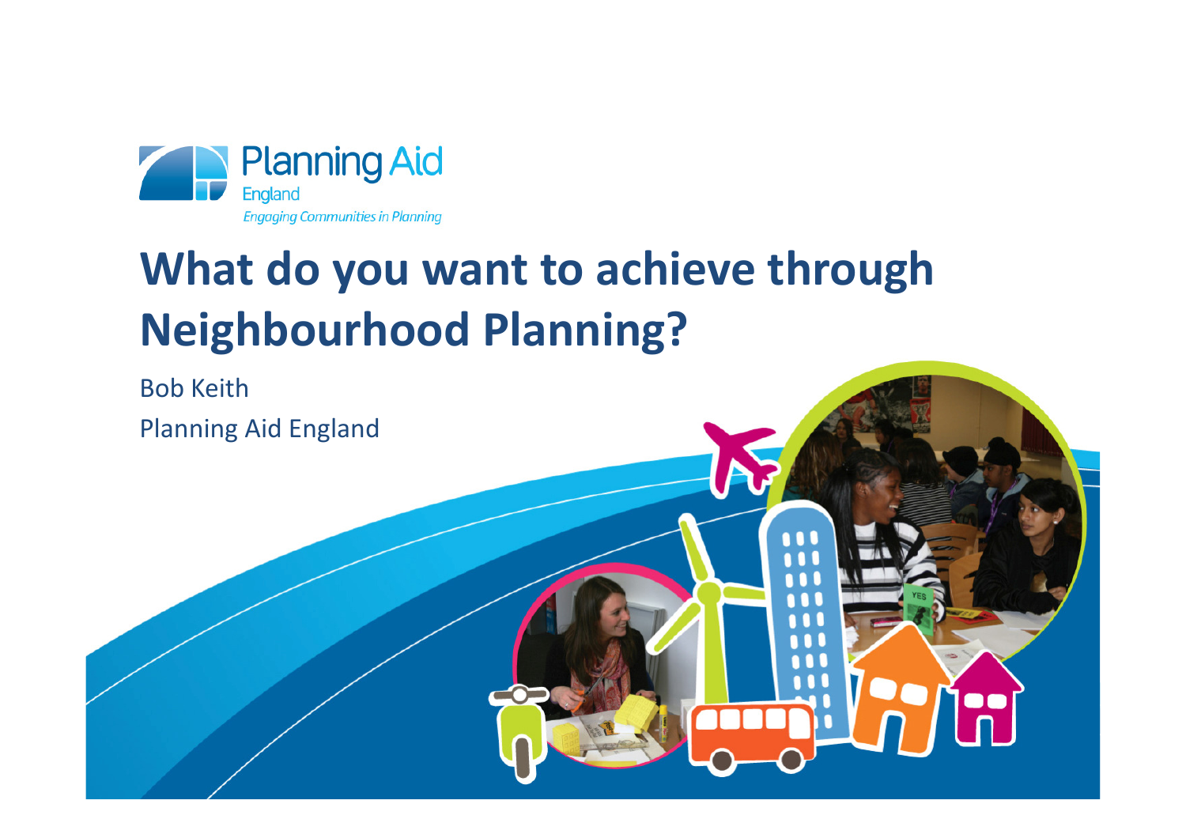Planning Aid England

*Engaging Communities in Planning*

# What do you want to achieve through Neighbourhood Planning?

Bob Keith

Planning Aid England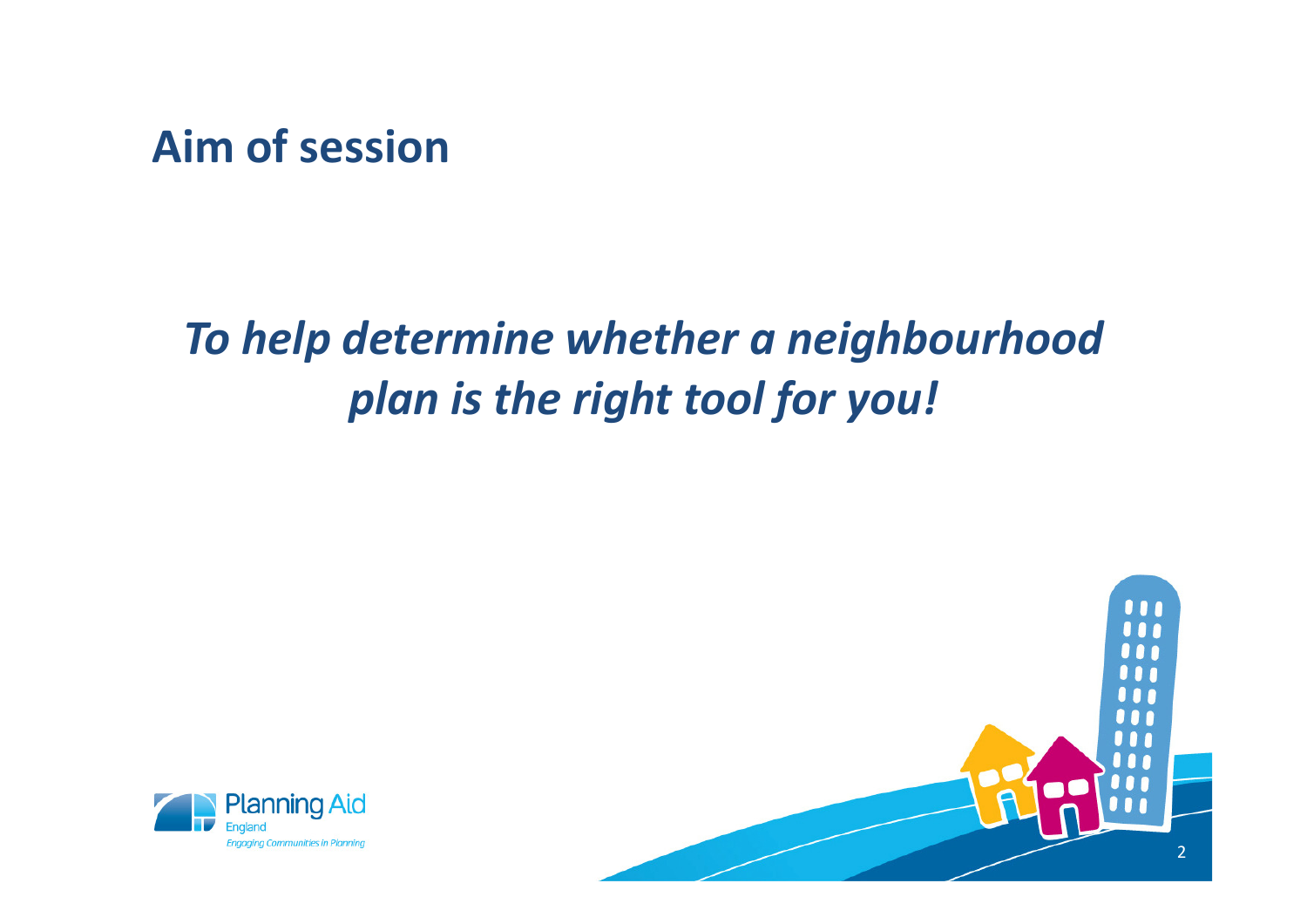# Aim of session

***To help determine whether a neighbourhood plan is the right tool for you!***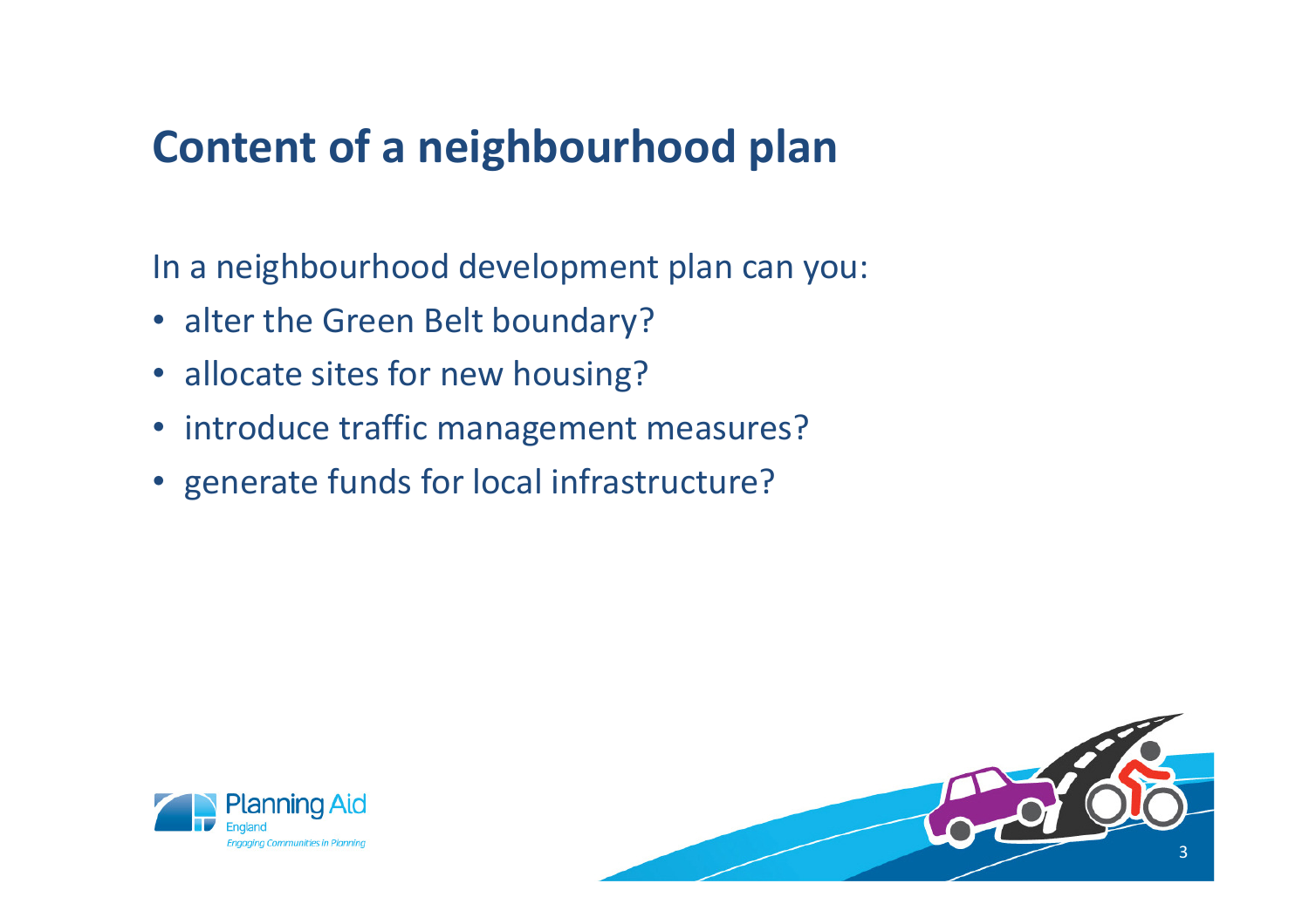# Content of a neighbourhood plan

In a neighbourhood development plan can you:

- alter the Green Belt boundary?
- allocate sites for new housing?
- introduce traffic management measures?
- generate funds for local infrastructure?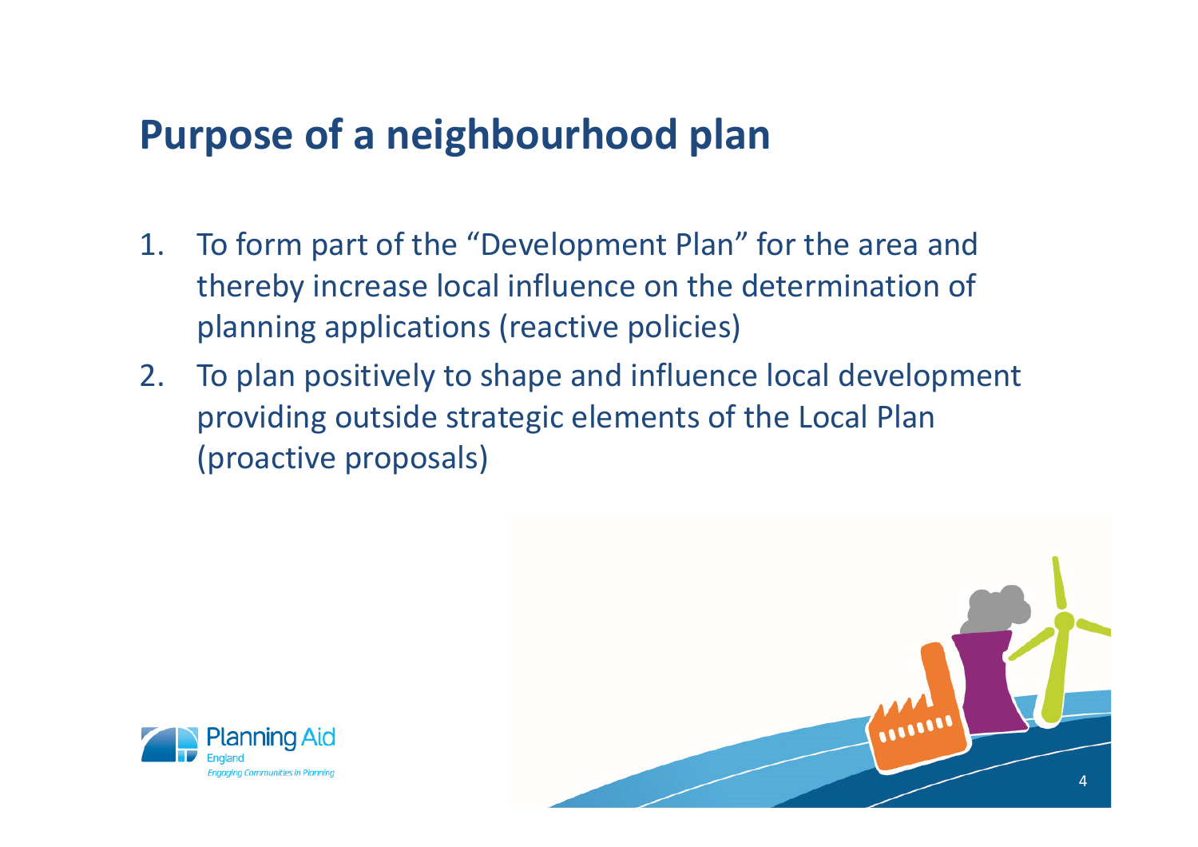## Purpose of a neighbourhood plan

1. To form part of the "Development Plan" for the area and thereby increase local influence on the determination of planning applications (reactive policies)
2. To plan positively to shape and influence local development providing outside strategic elements of the Local Plan (proactive proposals)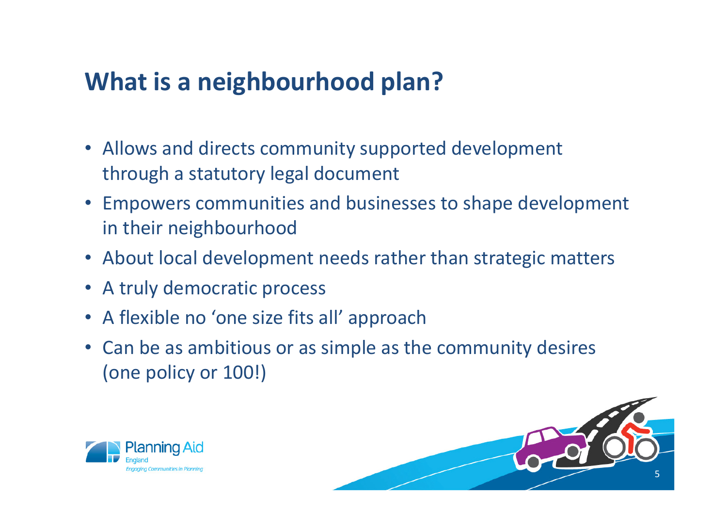# What is a neighbourhood plan?

- Allows and directs community supported development through a statutory legal document
- Empowers communities and businesses to shape development in their neighbourhood
- About local development needs rather than strategic matters
- A truly democratic process
- A flexible no 'one size fits all' approach
- Can be as ambitious or as simple as the community desires (one policy or 100!)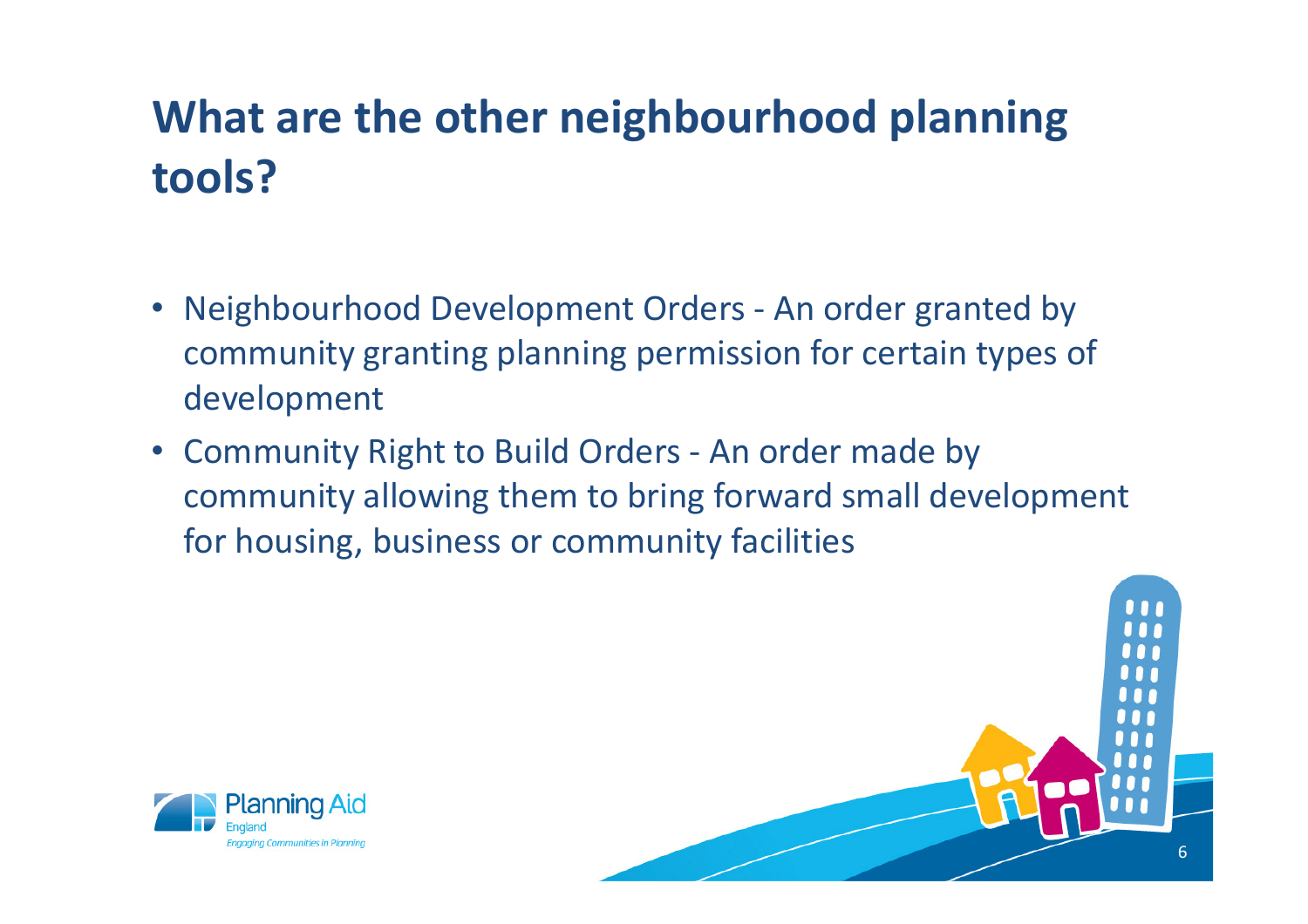# What are the other neighbourhood planning tools?

- Neighbourhood Development Orders - An order granted by community granting planning permission for certain types of development
- Community Right to Build Orders - An order made by community allowing them to bring forward small development for housing, business or community facilities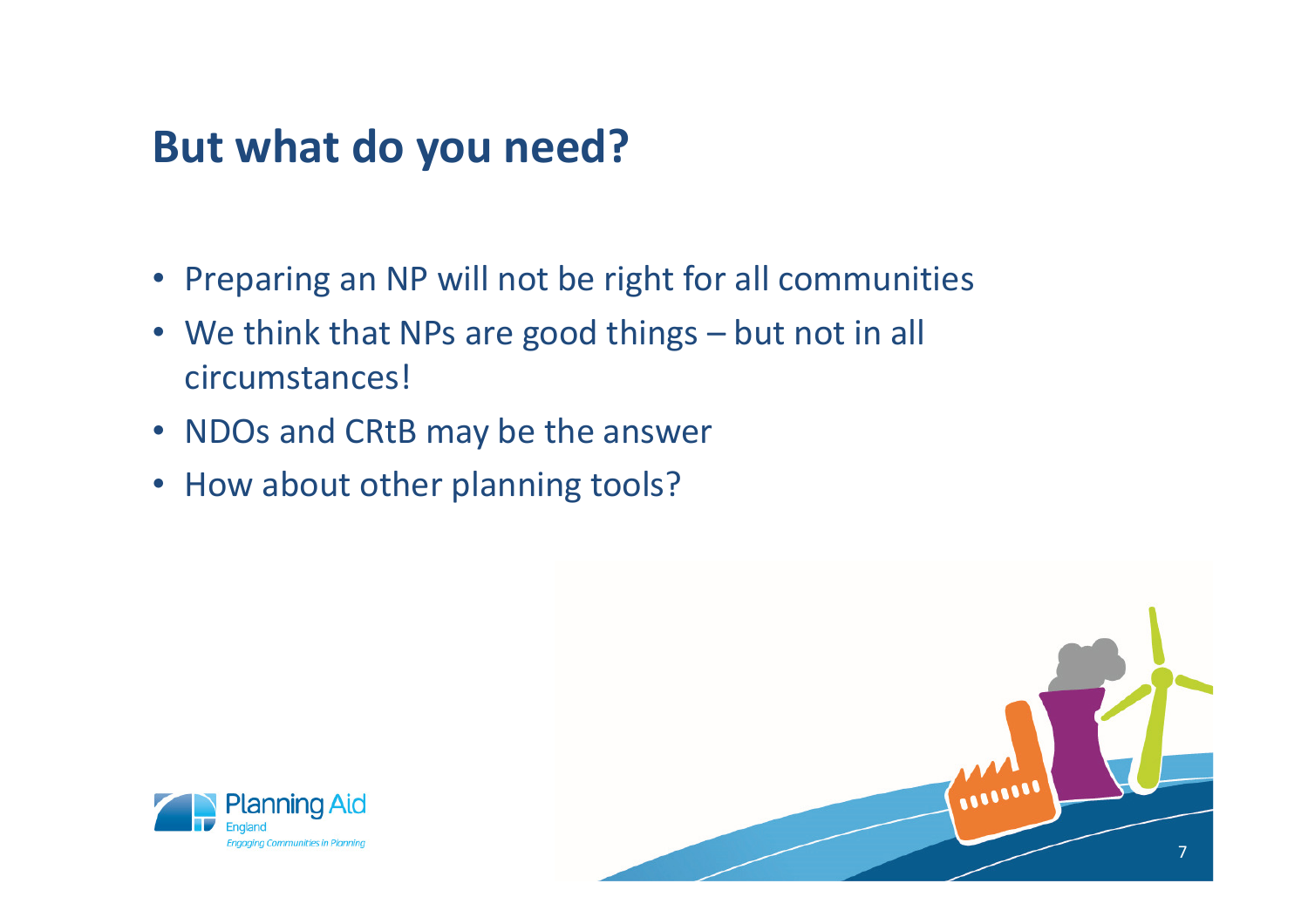## But what do you need?

- Preparing an NP will not be right for all communities
- We think that NPs are good things – but not in all circumstances!
- NDOs and CRtB may be the answer
- How about other planning tools?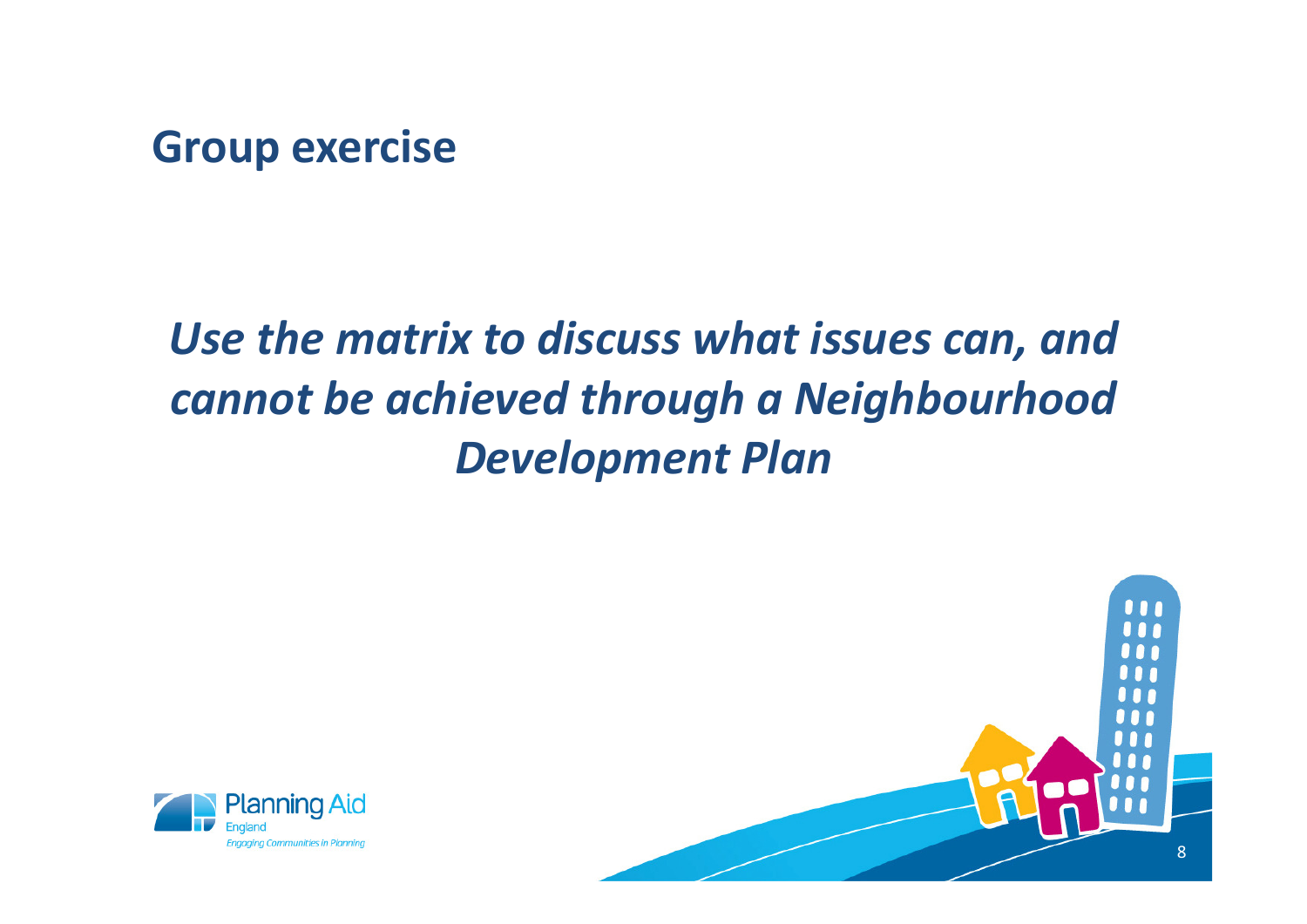## Group exercise

***Use the matrix to discuss what issues can, and cannot be achieved through a Neighbourhood Development Plan***

Planning Aid England
*Engaging Communities in Planning*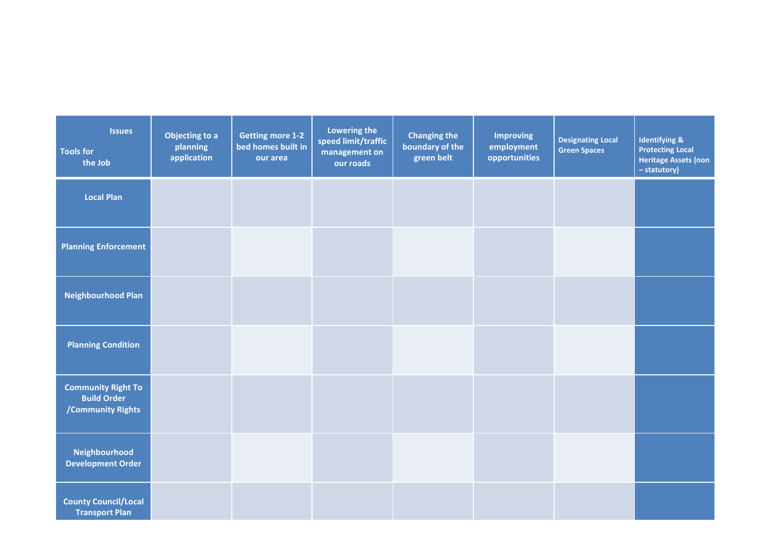| Issues / Tools for the Job | Objecting to a planning application | Getting more 1-2 bed homes built in our area | Lowering the speed limit/traffic management on our roads | Changing the boundary of the green belt | Improving employment opportunities | Designating Local Green Spaces | Identifying & Protecting Local Heritage Assets (non – statutory) |
|---|---|---|---|---|---|---|---|
| **Local Plan** | | | | | | | |
| **Planning Enforcement** | | | | | | | |
| **Neighbourhood Plan** | | | | | | | |
| **Planning Condition** | | | | | | | |
| **Community Right To Build Order /Community Rights** | | | | | | | |
| **Neighbourhood Development Order** | | | | | | | |
| **County Council/Local Transport Plan** | | | | | | | |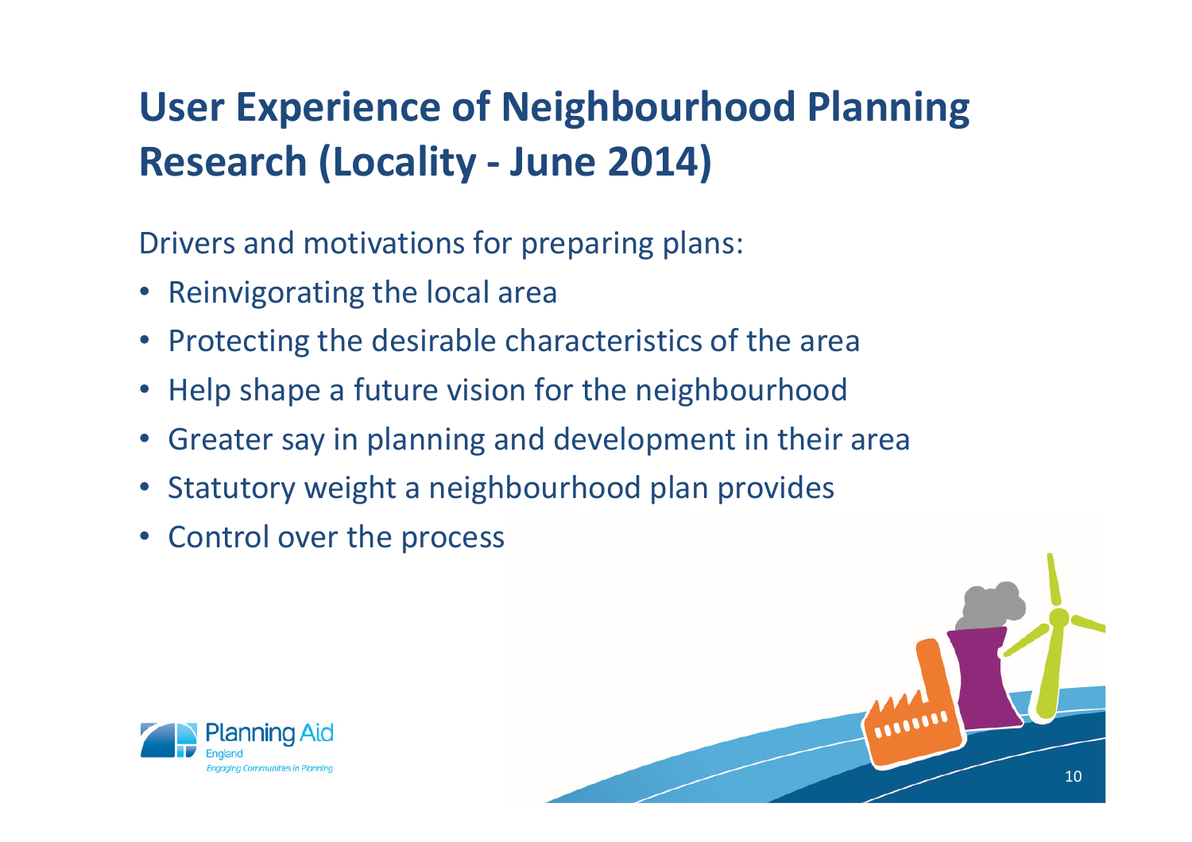# User Experience of Neighbourhood Planning Research (Locality - June 2014)

Drivers and motivations for preparing plans:

- Reinvigorating the local area
- Protecting the desirable characteristics of the area
- Help shape a future vision for the neighbourhood
- Greater say in planning and development in their area
- Statutory weight a neighbourhood plan provides
- Control over the process

Planning Aid England
*Engaging Communities in Planning*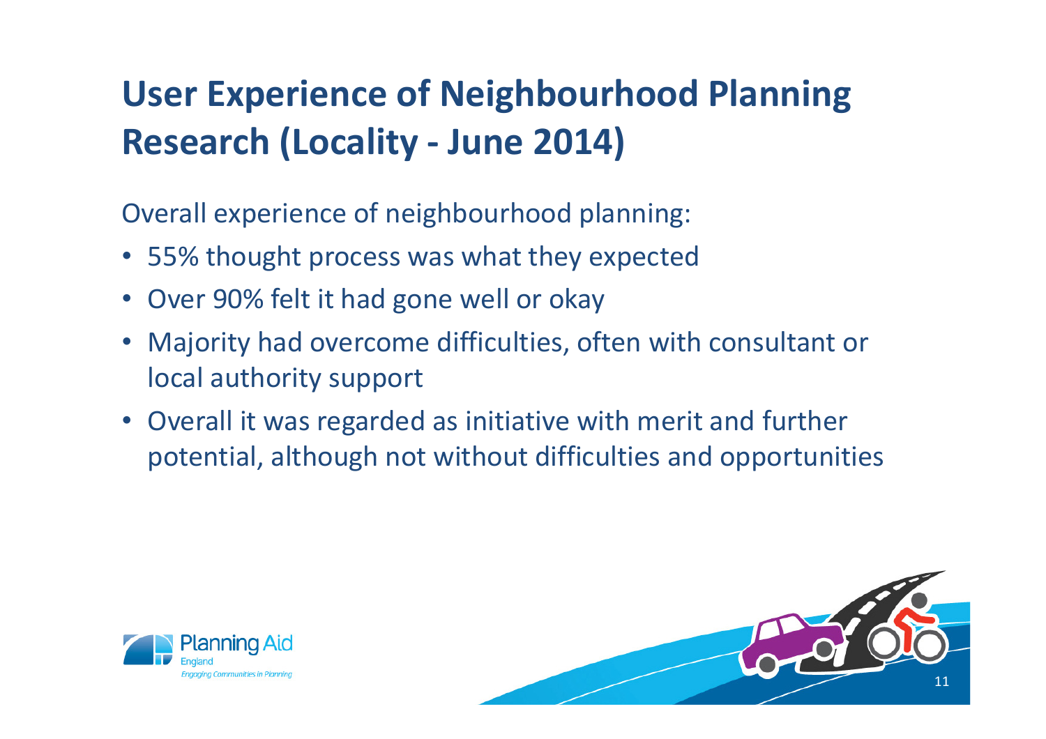# User Experience of Neighbourhood Planning Research (Locality - June 2014)

Overall experience of neighbourhood planning:

- 55% thought process was what they expected
- Over 90% felt it had gone well or okay
- Majority had overcome difficulties, often with consultant or local authority support
- Overall it was regarded as initiative with merit and further potential, although not without difficulties and opportunities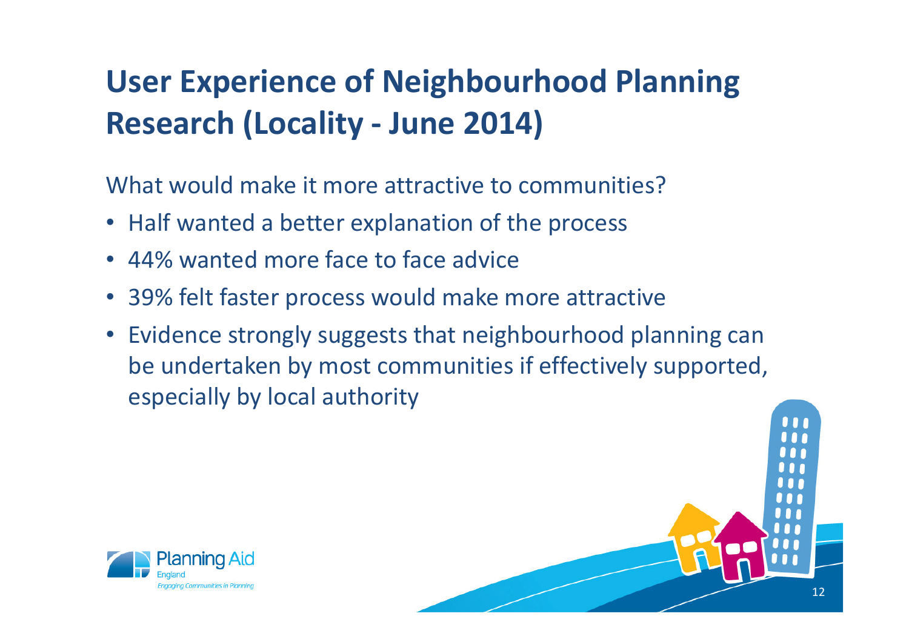# User Experience of Neighbourhood Planning Research (Locality - June 2014)

What would make it more attractive to communities?

- Half wanted a better explanation of the process
- 44% wanted more face to face advice
- 39% felt faster process would make more attractive
- Evidence strongly suggests that neighbourhood planning can be undertaken by most communities if effectively supported, especially by local authority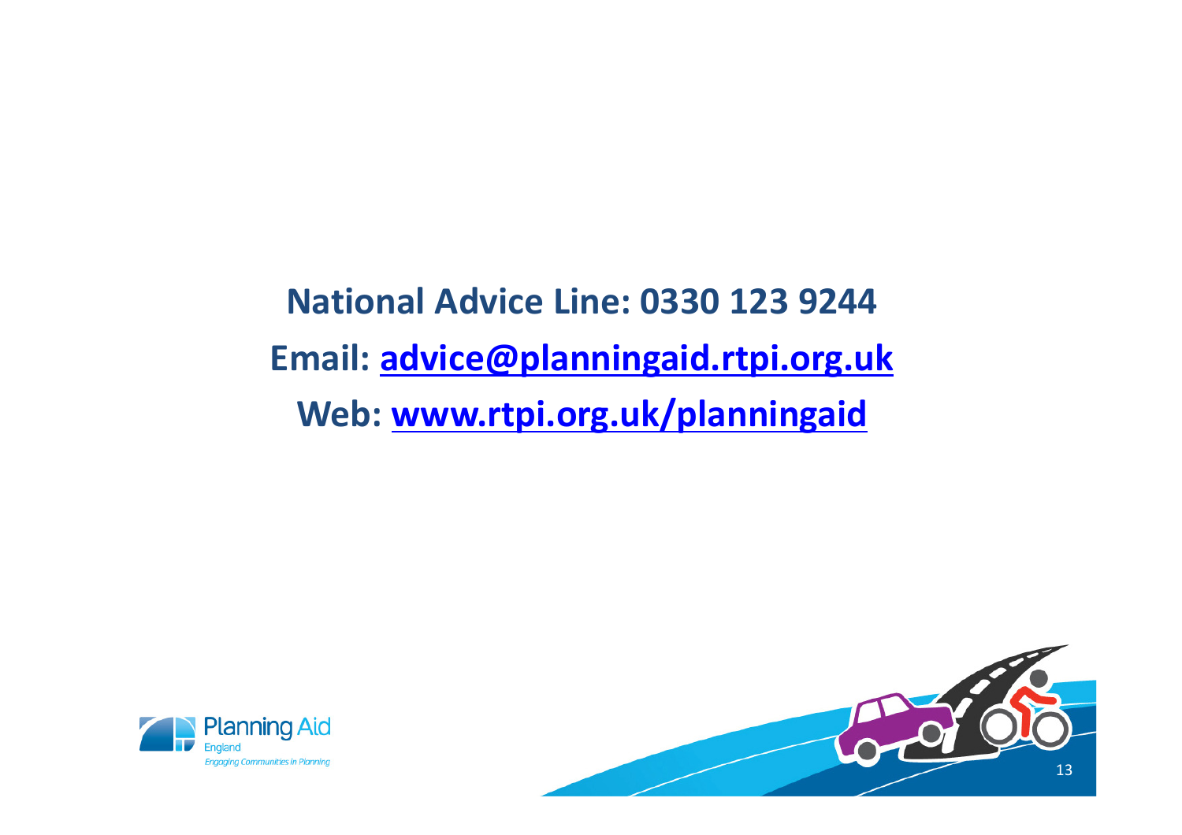**National Advice Line: 0330 123 9244**

**Email: [advice@planningaid.rtpi.org.uk](mailto:advice@planningaid.rtpi.org.uk)**

**Web: [www.rtpi.org.uk/planningaid](http://www.rtpi.org.uk/planningaid)**

Planning Aid England
*Engaging Communities in Planning*